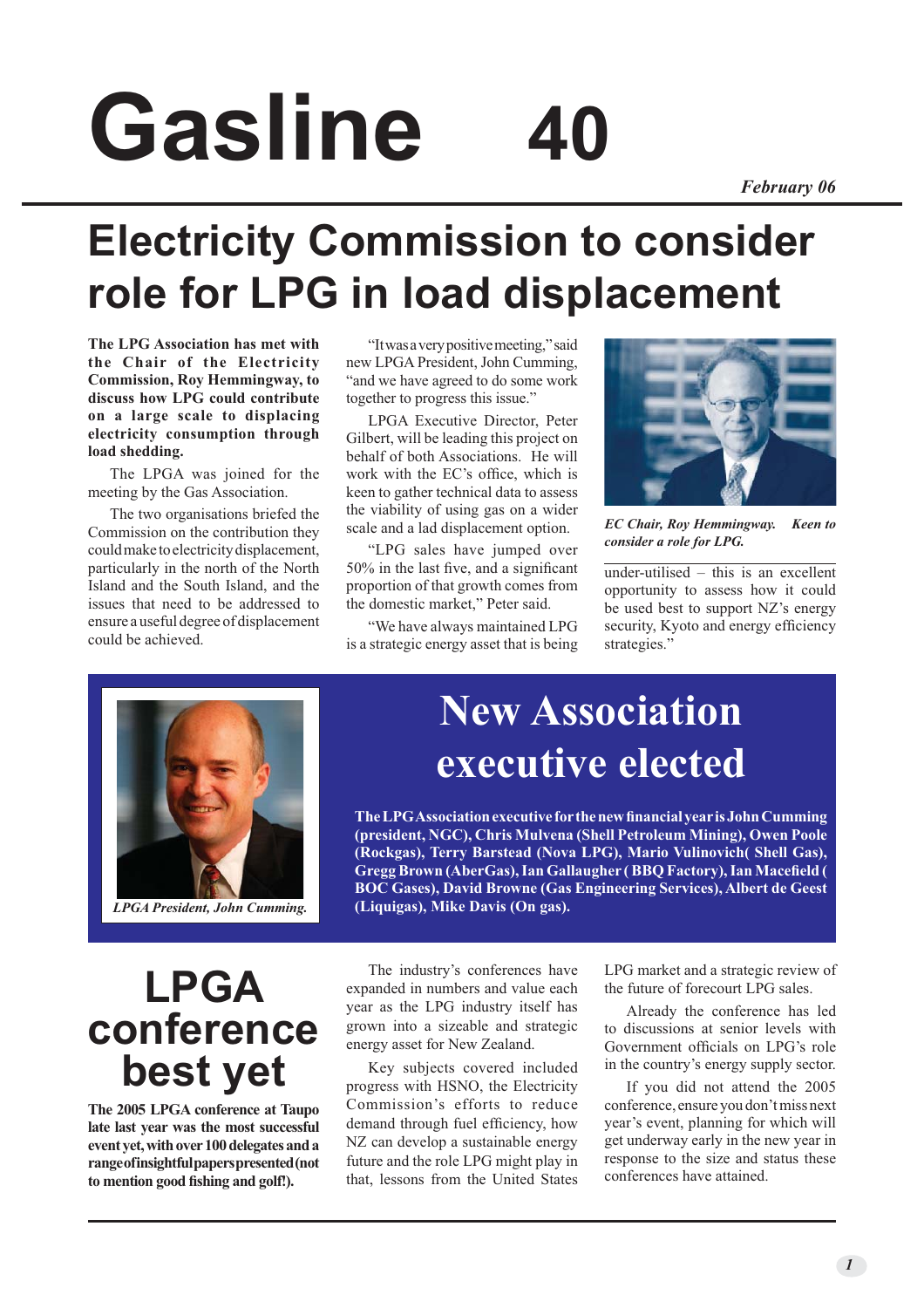# Gasline 40

*February 06*

## Electricity Commission to consider role for LPG in load displacement

**The LPG Association has met with the Chair of the Electricity Commission, Roy Hemmingway, to discuss how LPG could contribute on a large scale to displacing electricity consumption through load shedding.**

The LPGA was joined for the meeting by the Gas Association.

The two organisations briefed the Commission on the contribution they could make to electricity displacement, particularly in the north of the North Island and the South Island, and the issues that need to be addressed to ensure a useful degree of displacement could be achieved.

"It was a very positive meeting," said new LPGA President, John Cumming, "and we have agreed to do some work together to progress this issue."

LPGA Executive Director, Peter Gilbert, will be leading this project on behalf of both Associations. He will work with the EC's office, which is keen to gather technical data to assess the viability of using gas on a wider scale and a lad displacement option.

"LPG sales have jumped over 50% in the last five, and a significant proportion of that growth comes from the domestic market," Peter said.

"We have always maintained LPG is a strategic energy asset that is being under-utilised – this is an excellent opportunity to assess how it could be used best to support NZ's energy security, Kyoto and energy efficiency strategies."

*EC Chair, Roy Hemmingway. Keen to consider a role for LPG.*

## New Association executive elected

*LPGA President, John Cumming.*

**The LPG Association executive for the new financial year is John Cumming (president, NGC), Chris Mulvena (Shell Petroleum Mining), Owen Poole (Rockgas), Terry Barstead (Nova LPG), Mario Vulinovich( Shell Gas), Gregg Brown (AberGas), Ian Gallaugher ( BBQ Factory), Ian Macefield ( BOC Gases), David Browne (Gas Engineering Services), Albert de Geest (Liquigas), Mike Davis (On gas).**

## LPGA conference best yet

**The 2005 LPGA conference at Taupo late last year was the most successful event yet, with over 100 delegates and a range of insightful papers presented (not to mention good fishing and golf!).**

The industry's conferences have expanded in numbers and value each year as the LPG industry itself has grown into a sizeable and strategic energy asset for New Zealand.

Key subjects covered included progress with HSNO, the Electricity Commission's efforts to reduce demand through fuel efficiency, how NZ can develop a sustainable energy future and the role LPG might play in that, lessons from the United States LPG market and a strategic review of the future of forecourt LPG sales.

Already the conference has led to discussions at senior levels with Government officials on LPG's role in the country's energy supply sector.

If you did not attend the 2005 conference, ensure you don't miss next year's event, planning for which will get underway early in the new year in response to the size and status these conferences have attained.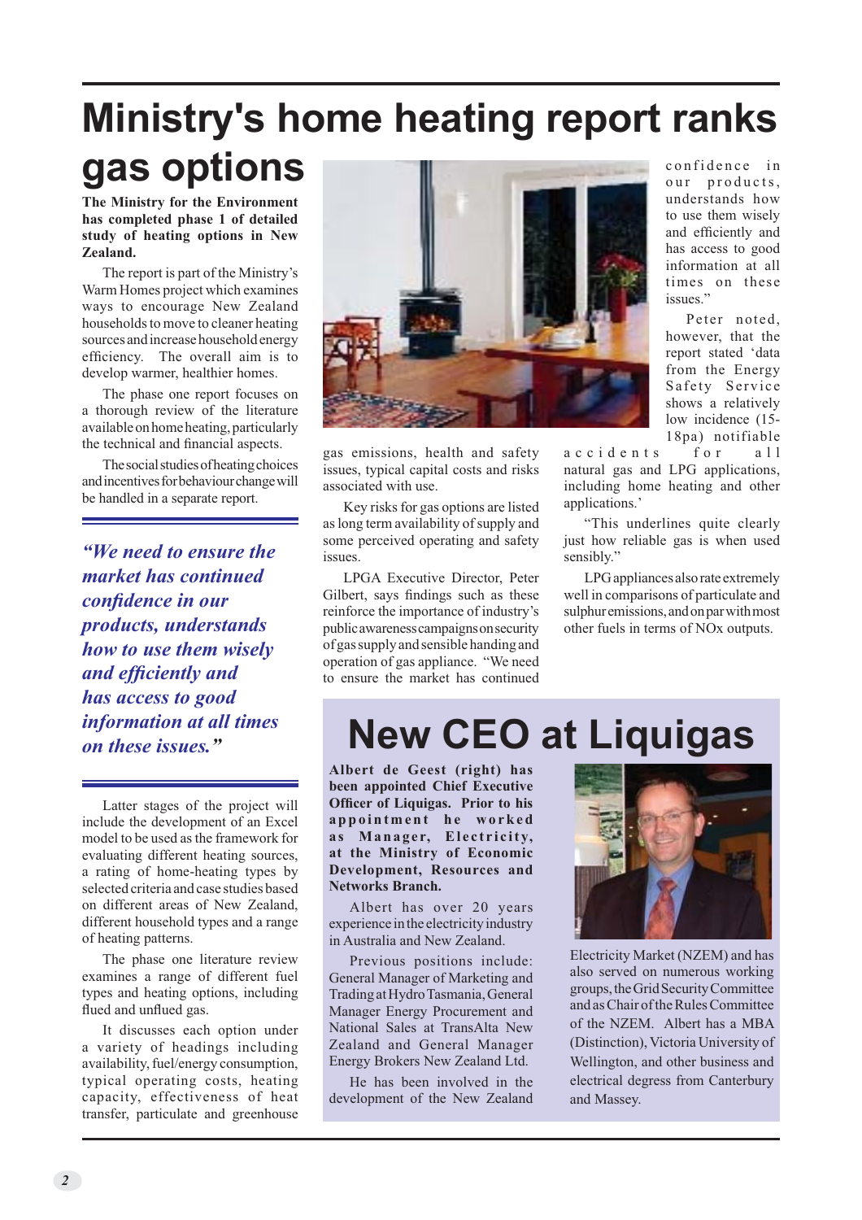# Ministry's home heating report ranks gas options

**The Ministry for the Environment has completed phase 1 of detailed study of heating options in New Zealand.**

The report is part of the Ministry's Warm Homes project which examines ways to encourage New Zealand households to move to cleaner heating sources and increase household energy efficiency. The overall aim is to develop warmer, healthier homes.

The phase one report focuses on a thorough review of the literature available on home heating, particularly the technical and financial aspects.

The social studies of heating choices and incentives for behaviour change will be handled in a separate report.

> ***"We need to ensure the market has continued confidence in our products, understands how to use them wisely and efficiently and has access to good information at all times on these issues."***

Latter stages of the project will include the development of an Excel model to be used as the framework for evaluating different heating sources, a rating of home-heating types by selected criteria and case studies based on different areas of New Zealand, different household types and a range of heating patterns.

The phase one literature review examines a range of different fuel types and heating options, including flued and unflued gas.

It discusses each option under a variety of headings including availability, fuel/energy consumption, typical operating costs, heating capacity, effectiveness of heat transfer, particulate and greenhouse gas emissions, health and safety issues, typical capital costs and risks associated with use.

Key risks for gas options are listed as long term availability of supply and some perceived operating and safety issues.

LPGA Executive Director, Peter Gilbert, says findings such as these reinforce the importance of industry's public awareness campaigns on security of gas supply and sensible handing and operation of gas appliance. "We need to ensure the market has continued confidence in our products, understands how to use them wisely and efficiently and has access to good information at all times on these issues."

Peter noted, however, that the report stated 'data from the Energy Safety Service shows a relatively low incidence (15-18pa) notifiable accidents for all natural gas and LPG applications, including home heating and other applications.'

"This underlines quite clearly just how reliable gas is when used sensibly."

LPG appliances also rate extremely well in comparisons of particulate and sulphur emissions, and on par with most other fuels in terms of NOx outputs.

# New CEO at Liquigas

**Albert de Geest (right) has been appointed Chief Executive Officer of Liquigas. Prior to his appointment he worked as Manager, Electricity, at the Ministry of Economic Development, Resources and Networks Branch.**

Albert has over 20 years experience in the electricity industry in Australia and New Zealand.

Previous positions include: General Manager of Marketing and Trading at Hydro Tasmania, General Manager Energy Procurement and National Sales at TransAlta New Zealand and General Manager Energy Brokers New Zealand Ltd.

He has been involved in the development of the New Zealand Electricity Market (NZEM) and has also served on numerous working groups, the Grid Security Committee and as Chair of the Rules Committee of the NZEM. Albert has a MBA (Distinction), Victoria University of Wellington, and other business and electrical degress from Canterbury and Massey.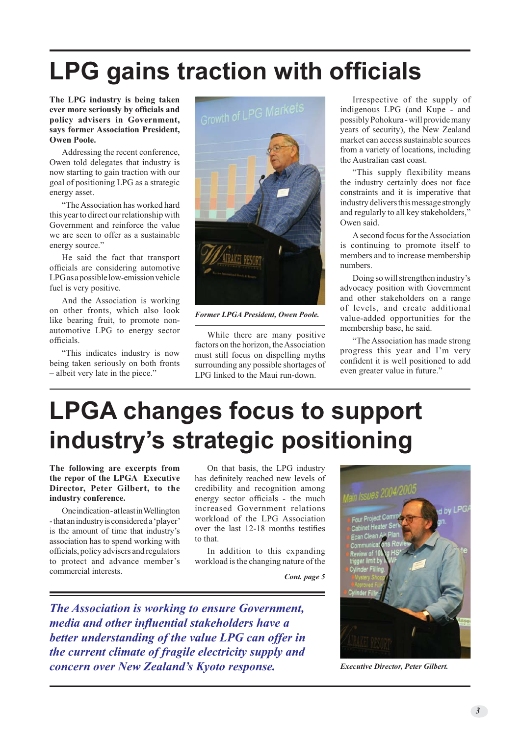# LPG gains traction with officials

**The LPG industry is being taken ever more seriously by officials and policy advisers in Government, says former Association President, Owen Poole.**

Addressing the recent conference, Owen told delegates that industry is now starting to gain traction with our goal of positioning LPG as a strategic energy asset.

"The Association has worked hard this year to direct our relationship with Government and reinforce the value we are seen to offer as a sustainable energy source."

He said the fact that transport officials are considering automotive LPG as a possible low-emission vehicle fuel is very positive.

And the Association is working on other fronts, which also look like bearing fruit, to promote non-automotive LPG to energy sector officials.

"This indicates industry is now being taken seriously on both fronts – albeit very late in the piece."

*Former LPGA President, Owen Poole.*

While there are many positive factors on the horizon, the Association must still focus on dispelling myths surrounding any possible shortages of LPG linked to the Maui run-down.

Irrespective of the supply of indigenous LPG (and Kupe - and possibly Pohokura - will provide many years of security), the New Zealand market can access sustainable sources from a variety of locations, including the Australian east coast.

"This supply flexibility means the industry certainly does not face constraints and it is imperative that industry delivers this message strongly and regularly to all key stakeholders," Owen said.

A second focus for the Association is continuing to promote itself to members and to increase membership numbers.

Doing so will strengthen industry's advocacy position with Government and other stakeholders on a range of levels, and create additional value-added opportunities for the membership base, he said.

"The Association has made strong progress this year and I'm very confident it is well positioned to add even greater value in future."

# LPGA changes focus to support industry's strategic positioning

**The following are excerpts from the repor of the LPGA Executive Director, Peter Gilbert, to the industry conference.**

One indication - at least in Wellington - that an industry is considered a 'player' is the amount of time that industry's association has to spend working with officials, policy advisers and regulators to protect and advance member's commercial interests.

On that basis, the LPG industry has definitely reached new levels of credibility and recognition among energy sector officials - the much increased Government relations workload of the LPG Association over the last 12-18 months testifies to that.

In addition to this expanding workload is the changing nature of the

*Cont. page 5*

***The Association is working to ensure Government, media and other influential stakeholders have a better understanding of the value LPG can offer in the current climate of fragile electricity supply and concern over New Zealand's Kyoto response.***

*Executive Director, Peter Gilbert.*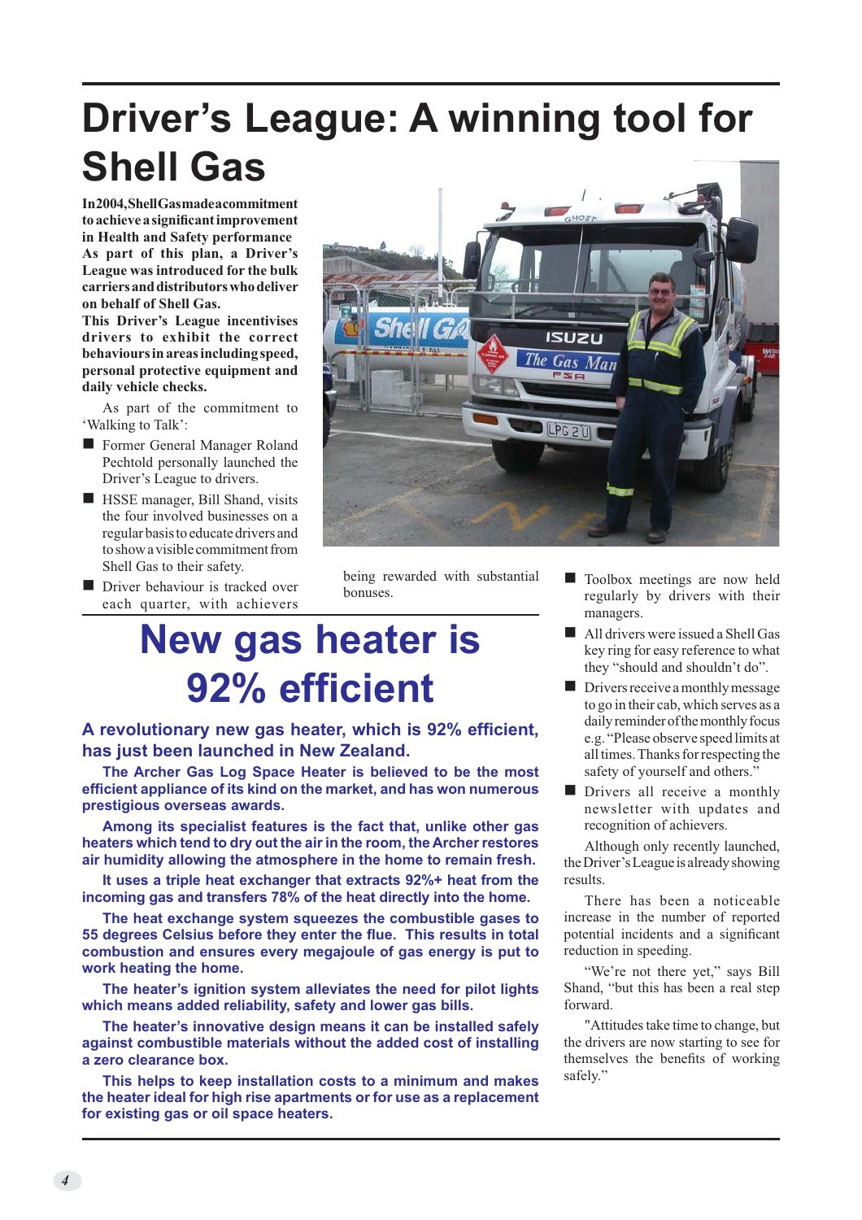# Driver's League: A winning tool for Shell Gas

**In 2004, Shell Gas made a commitment to achieve a significant improvement in Health and Safety performance. As part of this plan, a Driver's League was introduced for the bulk carriers and distributors who deliver on behalf of Shell Gas.**

**This Driver's League incentivises drivers to exhibit the correct behaviours in areas including speed, personal protective equipment and daily vehicle checks.**

As part of the commitment to 'Walking to Talk':

- Former General Manager Roland Pechtold personally launched the Driver's League to drivers.
- HSSE manager, Bill Shand, visits the four involved businesses on a regular basis to educate drivers and to show a visible commitment from Shell Gas to their safety.
- Driver behaviour is tracked over each quarter, with achievers being rewarded with substantial bonuses.
- Toolbox meetings are now held regularly by drivers with their managers.
- All drivers were issued a Shell Gas key ring for easy reference to what they "should and shouldn't do".
- Drivers receive a monthly message to go in their cab, which serves as a daily reminder of the monthly focus e.g. "Please observe speed limits at all times. Thanks for respecting the safety of yourself and others."
- Drivers all receive a monthly newsletter with updates and recognition of achievers.

Although only recently launched, the Driver's League is already showing results.

There has been a noticeable increase in the number of reported potential incidents and a significant reduction in speeding.

"We're not there yet," says Bill Shand, "but this has been a real step forward.

"Attitudes take time to change, but the drivers are now starting to see for themselves the benefits of working safely."

# New gas heater is 92% efficient

**A revolutionary new gas heater, which is 92% efficient, has just been launched in New Zealand.**

**The Archer Gas Log Space Heater is believed to be the most efficient appliance of its kind on the market, and has won numerous prestigious overseas awards.**

**Among its specialist features is the fact that, unlike other gas heaters which tend to dry out the air in the room, the Archer restores air humidity allowing the atmosphere in the home to remain fresh.**

**It uses a triple heat exchanger that extracts 92%+ heat from the incoming gas and transfers 78% of the heat directly into the home.**

**The heat exchange system squeezes the combustible gases to 55 degrees Celsius before they enter the flue. This results in total combustion and ensures every megajoule of gas energy is put to work heating the home.**

**The heater's ignition system alleviates the need for pilot lights which means added reliability, safety and lower gas bills.**

**The heater's innovative design means it can be installed safely against combustible materials without the added cost of installing a zero clearance box.**

**This helps to keep installation costs to a minimum and makes the heater ideal for high rise apartments or for use as a replacement for existing gas or oil space heaters.**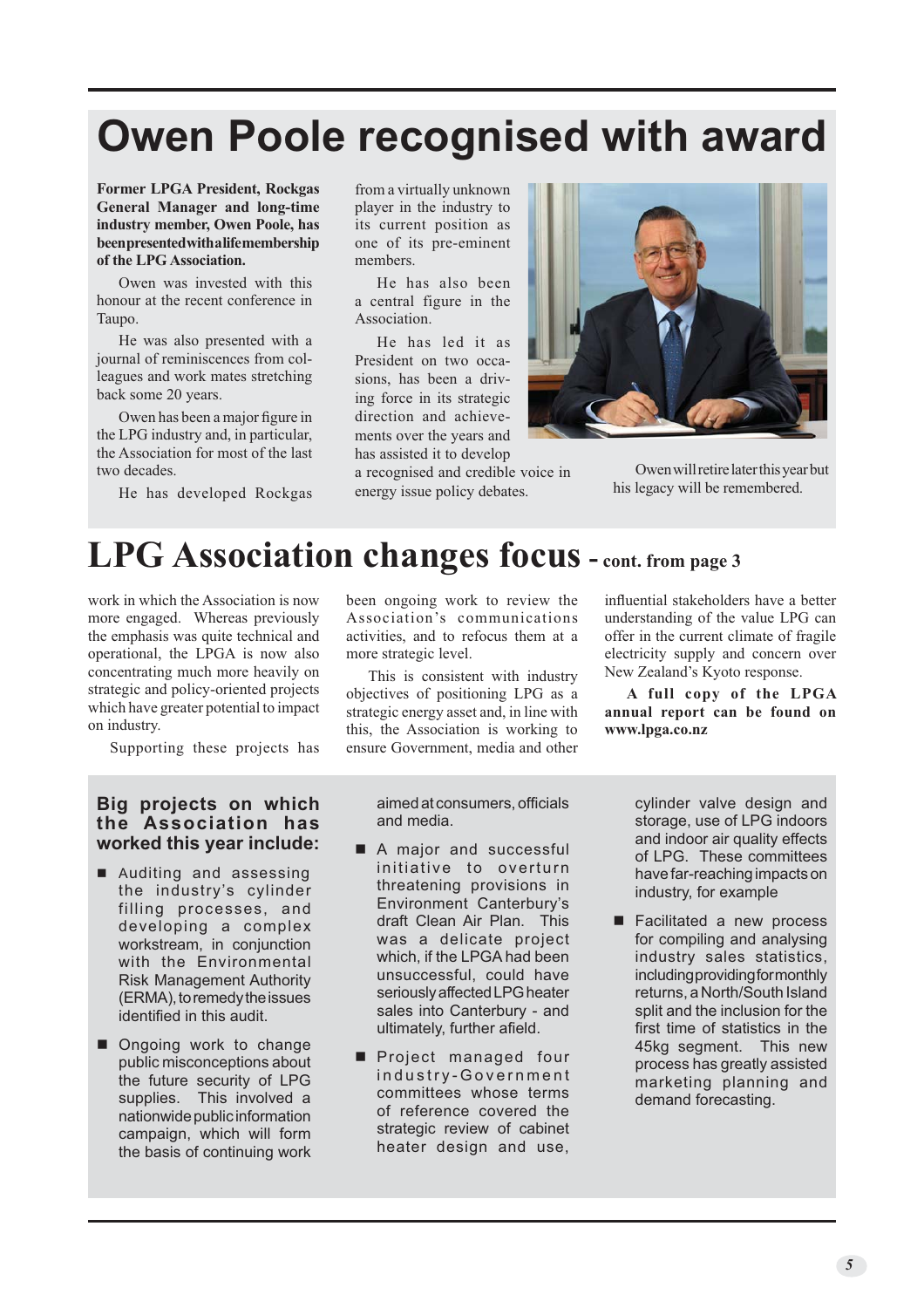# Owen Poole recognised with award

**Former LPGA President, Rockgas General Manager and long-time industry member, Owen Poole, has been presented with a life membership of the LPG Association.**

Owen was invested with this honour at the recent conference in Taupo.

He was also presented with a journal of reminiscences from colleagues and work mates stretching back some 20 years.

Owen has been a major figure in the LPG industry and, in particular, the Association for most of the last two decades.

He has developed Rockgas from a virtually unknown player in the industry to its current position as one of its pre-eminent members.

He has also been a central figure in the Association.

He has led it as President on two occasions, has been a driving force in its strategic direction and achievements over the years and has assisted it to develop a recognised and credible voice in energy issue policy debates.

Owen will retire later this year but his legacy will be remembered.

# LPG Association changes focus - cont. from page 3

work in which the Association is now more engaged. Whereas previously the emphasis was quite technical and operational, the LPGA is now also concentrating much more heavily on strategic and policy-oriented projects which have greater potential to impact on industry.

Supporting these projects has been ongoing work to review the Association's communications activities, and to refocus them at a more strategic level.

This is consistent with industry objectives of positioning LPG as a strategic energy asset and, in line with this, the Association is working to ensure Government, media and other influential stakeholders have a better understanding of the value LPG can offer in the current climate of fragile electricity supply and concern over New Zealand's Kyoto response.

**A full copy of the LPGA annual report can be found on www.lpga.co.nz**

### Big projects on which the Association has worked this year include:

- Auditing and assessing the industry's cylinder filling processes, and developing a complex workstream, in conjunction with the Environmental Risk Management Authority (ERMA), to remedy the issues identified in this audit.
- Ongoing work to change public misconceptions about the future security of LPG supplies. This involved a nationwide public information campaign, which will form the basis of continuing work aimed at consumers, officials and media.
- A major and successful initiative to overturn threatening provisions in Environment Canterbury's draft Clean Air Plan. This was a delicate project which, if the LPGA had been unsuccessful, could have seriously affected LPG heater sales into Canterbury - and ultimately, further afield.
- Project managed four industry-Government committees whose terms of reference covered the strategic review of cabinet heater design and use, cylinder valve design and storage, use of LPG indoors and indoor air quality effects of LPG. These committees have far-reaching impacts on industry, for example
- Facilitated a new process for compiling and analysing industry sales statistics, including providing for monthly returns, a North/South Island split and the inclusion for the first time of statistics in the 45kg segment. This new process has greatly assisted marketing planning and demand forecasting.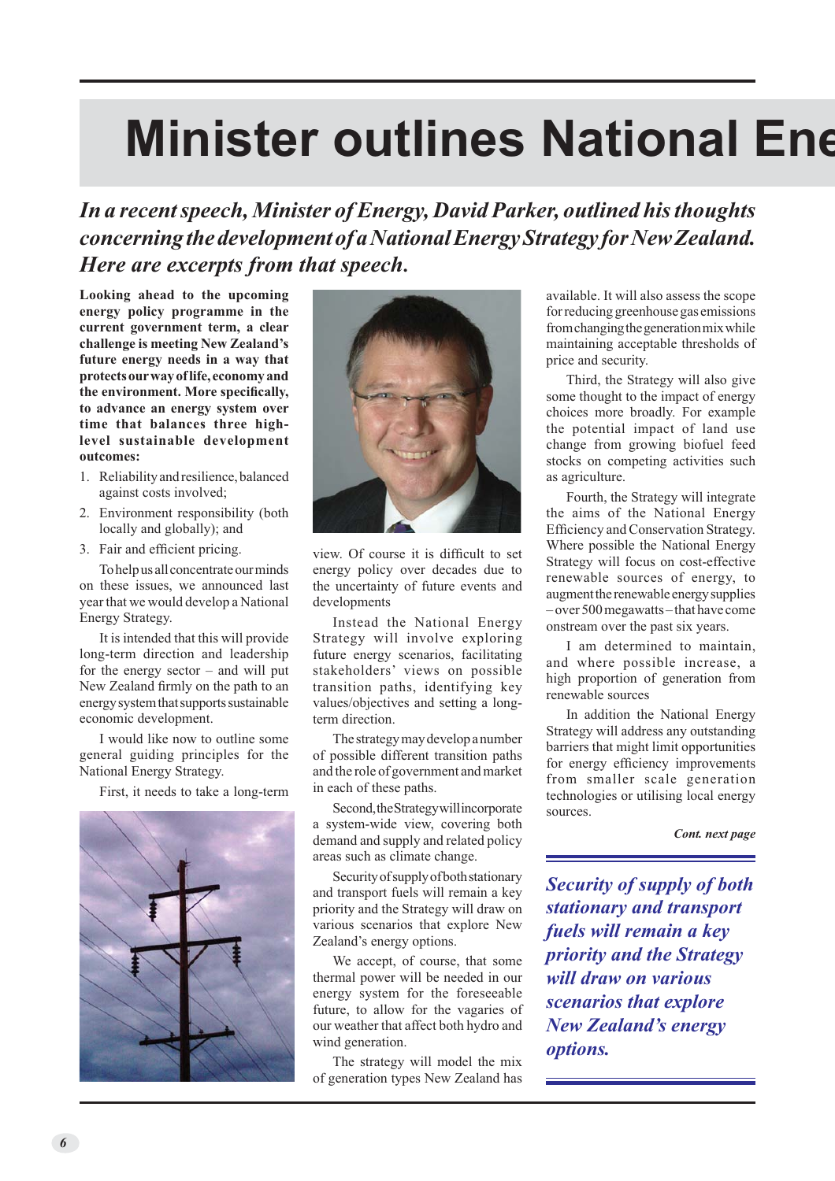# Minister outlines National Ene

*In a recent speech, Minister of Energy, David Parker, outlined his thoughts concerning the development of a National Energy Strategy for New Zealand. Here are excerpts from that speech.*

**Looking ahead to the upcoming energy policy programme in the current government term, a clear challenge is meeting New Zealand's future energy needs in a way that protects our way of life, economy and the environment. More specifically, to advance an energy system over time that balances three high-level sustainable development outcomes:**

1. Reliability and resilience, balanced against costs involved;
2. Environment responsibility (both locally and globally); and
3. Fair and efficient pricing.

To help us all concentrate our minds on these issues, we announced last year that we would develop a National Energy Strategy.

It is intended that this will provide long-term direction and leadership for the energy sector – and will put New Zealand firmly on the path to an energy system that supports sustainable economic development.

I would like now to outline some general guiding principles for the National Energy Strategy.

First, it needs to take a long-term view. Of course it is difficult to set energy policy over decades due to the uncertainty of future events and developments

Instead the National Energy Strategy will involve exploring future energy scenarios, facilitating stakeholders' views on possible transition paths, identifying key values/objectives and setting a long-term direction.

The strategy may develop a number of possible different transition paths and the role of government and market in each of these paths.

Second, the Strategy will incorporate a system-wide view, covering both demand and supply and related policy areas such as climate change.

Security of supply of both stationary and transport fuels will remain a key priority and the Strategy will draw on various scenarios that explore New Zealand's energy options.

We accept, of course, that some thermal power will be needed in our energy system for the foreseeable future, to allow for the vagaries of our weather that affect both hydro and wind generation.

The strategy will model the mix of generation types New Zealand has available. It will also assess the scope for reducing greenhouse gas emissions from changing the generation mix while maintaining acceptable thresholds of price and security.

Third, the Strategy will also give some thought to the impact of energy choices more broadly. For example the potential impact of land use change from growing biofuel feed stocks on competing activities such as agriculture.

Fourth, the Strategy will integrate the aims of the National Energy Efficiency and Conservation Strategy. Where possible the National Energy Strategy will focus on cost-effective renewable sources of energy, to augment the renewable energy supplies – over 500 megawatts – that have come onstream over the past six years.

I am determined to maintain, and where possible increase, a high proportion of generation from renewable sources

In addition the National Energy Strategy will address any outstanding barriers that might limit opportunities for energy efficiency improvements from smaller scale generation technologies or utilising local energy sources.

***Cont. next page***

***Security of supply of both stationary and transport fuels will remain a key priority and the Strategy will draw on various scenarios that explore New Zealand's energy options.***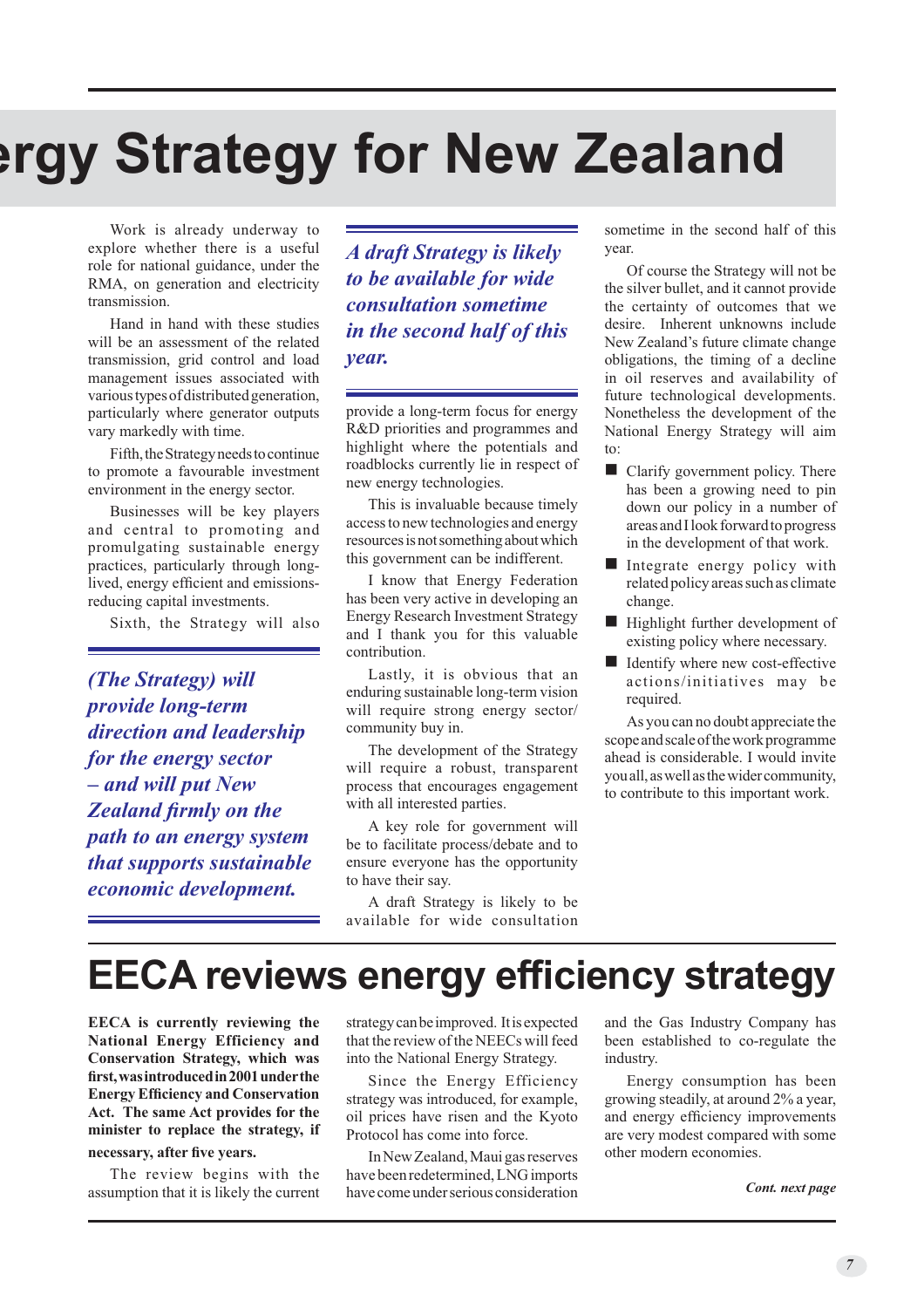# ergy Strategy for New Zealand

Work is already underway to explore whether there is a useful role for national guidance, under the RMA, on generation and electricity transmission.

Hand in hand with these studies will be an assessment of the related transmission, grid control and load management issues associated with various types of distributed generation, particularly where generator outputs vary markedly with time.

Fifth, the Strategy needs to continue to promote a favourable investment environment in the energy sector.

Businesses will be key players and central to promoting and promulgating sustainable energy practices, particularly through long-lived, energy efficient and emissions-reducing capital investments.

Sixth, the Strategy will also provide a long-term focus for energy R&D priorities and programmes and highlight where the potentials and roadblocks currently lie in respect of new energy technologies.

*(The Strategy) will provide long-term direction and leadership for the energy sector – and will put New Zealand firmly on the path to an energy system that supports sustainable economic development.*

This is invaluable because timely access to new technologies and energy resources is not something about which this government can be indifferent.

I know that Energy Federation has been very active in developing an Energy Research Investment Strategy and I thank you for this valuable contribution.

Lastly, it is obvious that an enduring sustainable long-term vision will require strong energy sector/community buy in.

The development of the Strategy will require a robust, transparent process that encourages engagement with all interested parties.

A key role for government will be to facilitate process/debate and to ensure everyone has the opportunity to have their say.

*A draft Strategy is likely to be available for wide consultation sometime in the second half of this year.*

A draft Strategy is likely to be available for wide consultation sometime in the second half of this year.

Of course the Strategy will not be the silver bullet, and it cannot provide the certainty of outcomes that we desire. Inherent unknowns include New Zealand's future climate change obligations, the timing of a decline in oil reserves and availability of future technological developments. Nonetheless the development of the National Energy Strategy will aim to:

- Clarify government policy. There has been a growing need to pin down our policy in a number of areas and I look forward to progress in the development of that work.
- Integrate energy policy with related policy areas such as climate change.
- Highlight further development of existing policy where necessary.
- Identify where new cost-effective actions/initiatives may be required.

As you can no doubt appreciate the scope and scale of the work programme ahead is considerable. I would invite you all, as well as the wider community, to contribute to this important work.

# EECA reviews energy efficiency strategy

**EECA is currently reviewing the National Energy Efficiency and Conservation Strategy, which was first, was introduced in 2001 under the Energy Efficiency and Conservation Act. The same Act provides for the minister to replace the strategy, if necessary, after five years.**

The review begins with the assumption that it is likely the current strategy can be improved. It is expected that the review of the NEECs will feed into the National Energy Strategy.

Since the Energy Efficiency strategy was introduced, for example, oil prices have risen and the Kyoto Protocol has come into force.

In New Zealand, Maui gas reserves have been redetermined, LNG imports have come under serious consideration and the Gas Industry Company has been established to co-regulate the industry.

Energy consumption has been growing steadily, at around 2% a year, and energy efficiency improvements are very modest compared with some other modern economies.

***Cont. next page***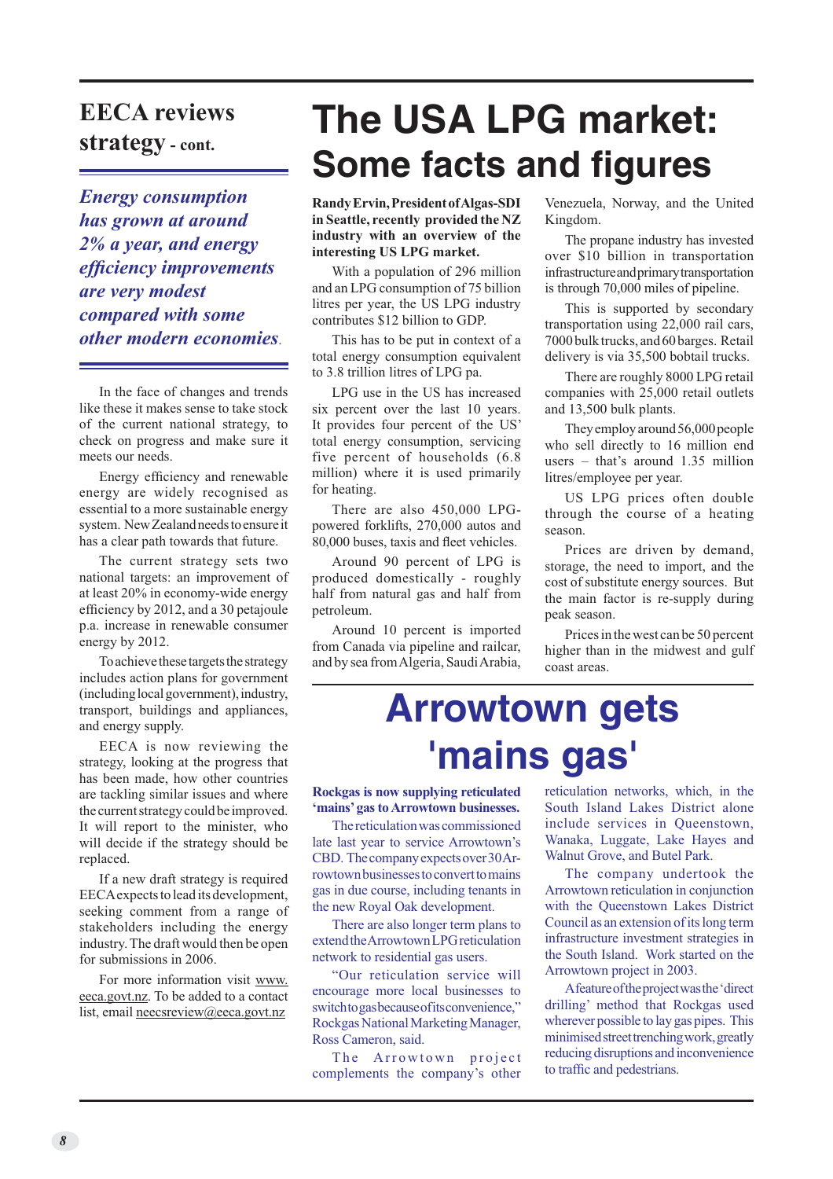## EECA reviews strategy - cont.

*Energy consumption has grown at around 2% a year, and energy efficiency improvements are very modest compared with some other modern economies.*

In the face of changes and trends like these it makes sense to take stock of the current national strategy, to check on progress and make sure it meets our needs.

Energy efficiency and renewable energy are widely recognised as essential to a more sustainable energy system. New Zealand needs to ensure it has a clear path towards that future.

The current strategy sets two national targets: an improvement of at least 20% in economy-wide energy efficiency by 2012, and a 30 petajoule p.a. increase in renewable consumer energy by 2012.

To achieve these targets the strategy includes action plans for government (including local government), industry, transport, buildings and appliances, and energy supply.

EECA is now reviewing the strategy, looking at the progress that has been made, how other countries are tackling similar issues and where the current strategy could be improved. It will report to the minister, who will decide if the strategy should be replaced.

If a new draft strategy is required EECA expects to lead its development, seeking comment from a range of stakeholders including the energy industry. The draft would then be open for submissions in 2006.

For more information visit www.eeca.govt.nz. To be added to a contact list, email neecsreview@eeca.govt.nz

# The USA LPG market: Some facts and figures

**Randy Ervin, President of Algas-SDI in Seattle, recently provided the NZ industry with an overview of the interesting US LPG market.**

With a population of 296 million and an LPG consumption of 75 billion litres per year, the US LPG industry contributes $12 billion to GDP.

This has to be put in context of a total energy consumption equivalent to 3.8 trillion litres of LPG pa.

LPG use in the US has increased six percent over the last 10 years. It provides four percent of the US' total energy consumption, servicing five percent of households (6.8 million) where it is used primarily for heating.

There are also 450,000 LPG-powered forklifts, 270,000 autos and 80,000 buses, taxis and fleet vehicles.

Around 90 percent of LPG is produced domestically - roughly half from natural gas and half from petroleum.

Around 10 percent is imported from Canada via pipeline and railcar, and by sea from Algeria, Saudi Arabia, Venezuela, Norway, and the United Kingdom.

The propane industry has invested over $10 billion in transportation infrastructure and primary transportation is through 70,000 miles of pipeline.

This is supported by secondary transportation using 22,000 rail cars, 7000 bulk trucks, and 60 barges. Retail delivery is via 35,500 bobtail trucks.

There are roughly 8000 LPG retail companies with 25,000 retail outlets and 13,500 bulk plants.

They employ around 56,000 people who sell directly to 16 million end users – that's around 1.35 million litres/employee per year.

US LPG prices often double through the course of a heating season.

Prices are driven by demand, storage, the need to import, and the cost of substitute energy sources. But the main factor is re-supply during peak season.

Prices in the west can be 50 percent higher than in the midwest and gulf coast areas.

# Arrowtown gets 'mains gas'

**Rockgas is now supplying reticulated 'mains' gas to Arrowtown businesses.**

The reticulation was commissioned late last year to service Arrowtown's CBD. The company expects over 30 Arrowtown businesses to convert to mains gas in due course, including tenants in the new Royal Oak development.

There are also longer term plans to extend the Arrowtown LPG reticulation network to residential gas users.

"Our reticulation service will encourage more local businesses to switch to gas because of its convenience," Rockgas National Marketing Manager, Ross Cameron, said.

The Arrowtown project complements the company's other reticulation networks, which, in the South Island Lakes District alone include services in Queenstown, Wanaka, Luggate, Lake Hayes and Walnut Grove, and Butel Park.

The company undertook the Arrowtown reticulation in conjunction with the Queenstown Lakes District Council as an extension of its long term infrastructure investment strategies in the South Island. Work started on the Arrowtown project in 2003.

A feature of the project was the 'direct drilling' method that Rockgas used wherever possible to lay gas pipes. This minimised street trenching work, greatly reducing disruptions and inconvenience to traffic and pedestrians.